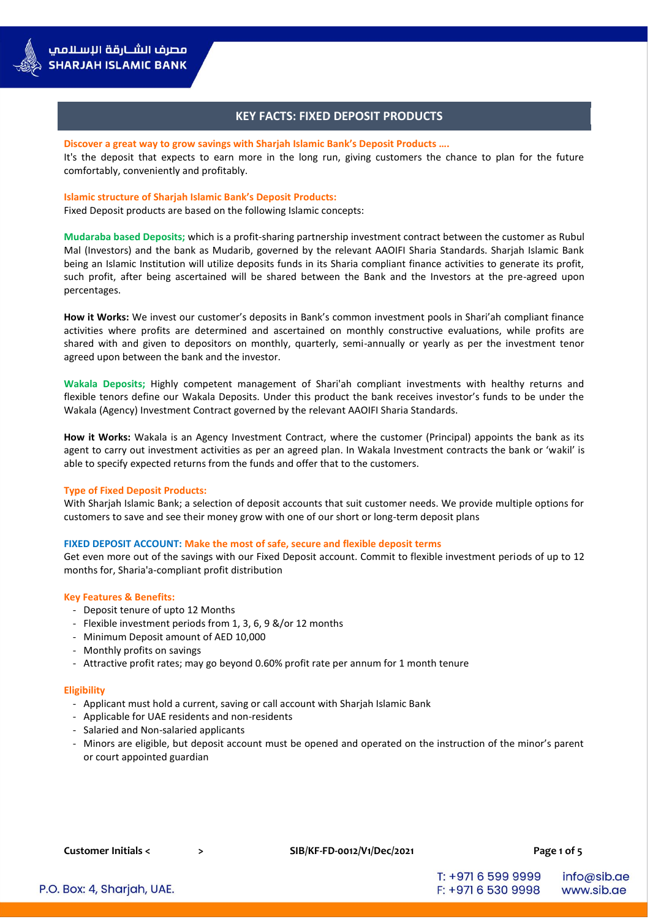# KEY FACTS: FIXED DEPOSIT PRODUCTS

**Discover a great way to grow savings with Sharjah Islamic Bank's Deposit Products ….**

It's the deposit that expects to earn more in the long run, giving customers the chance to plan for the future comfortably, conveniently and profitably.

**Islamic structure of Sharjah Islamic Bank's Deposit Products:**

Fixed Deposit products are based on the following Islamic concepts:

**Mudaraba based Deposits;** which is a profit-sharing partnership investment contract between the customer as Rubul Mal (Investors) and the bank as Mudarib, governed by the relevant AAOIFI Sharia Standards. Sharjah Islamic Bank being an Islamic Institution will utilize deposits funds in its Sharia compliant finance activities to generate its profit, such profit, after being ascertained will be shared between the Bank and the Investors at the pre-agreed upon percentages.

**How it Works:** We invest our customer's deposits in Bank's common investment pools in Shari'ah compliant finance activities where profits are determined and ascertained on monthly constructive evaluations, while profits are shared with and given to depositors on monthly, quarterly, semi-annually or yearly as per the investment tenor agreed upon between the bank and the investor.

**Wakala Deposits;** Highly competent management of Shari'ah compliant investments with healthy returns and flexible tenors define our Wakala Deposits. Under this product the bank receives investor's funds to be under the Wakala (Agency) Investment Contract governed by the relevant AAOIFI Sharia Standards.

**How it Works:** Wakala is an Agency Investment Contract, where the customer (Principal) appoints the bank as its agent to carry out investment activities as per an agreed plan. In Wakala Investment contracts the bank or 'wakil' is able to specify expected returns from the funds and offer that to the customers.

**Type of Fixed Deposit Products:**

With Sharjah Islamic Bank; a selection of deposit accounts that suit customer needs. We provide multiple options for customers to save and see their money grow with one of our short or long-term deposit plans

**FIXED DEPOSIT ACCOUNT: Make the most of safe, secure and flexible deposit terms**

Get even more out of the savings with our Fixed Deposit account. Commit to flexible investment periods of up to 12 months for, Sharia'a-compliant profit distribution

**Key Features & Benefits:**

- Deposit tenure of upto 12 Months
- Flexible investment periods from 1, 3, 6, 9 &/or 12 months
- Minimum Deposit amount of AED 10,000
- Monthly profits on savings
- Attractive profit rates; may go beyond 0.60% profit rate per annum for 1 month tenure

**Eligibility**

- Applicant must hold a current, saving or call account with Sharjah Islamic Bank
- Applicable for UAE residents and non-residents
- Salaried and Non-salaried applicants
- Minors are eligible, but deposit account must be opened and operated on the instruction of the minor's parent or court appointed guardian

Customer Initials < >    SIB/KF-FD-0012/V1/Dec/2021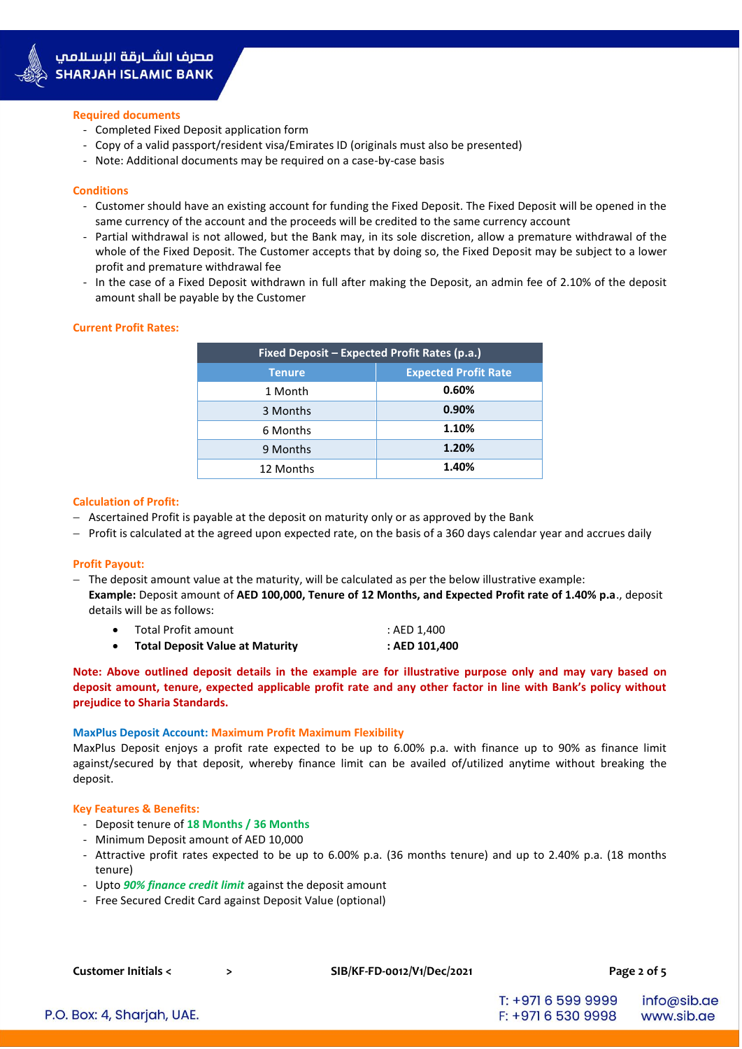### Required documents

- Completed Fixed Deposit application form
- Copy of a valid passport/resident visa/Emirates ID (originals must also be presented)
- Note: Additional documents may be required on a case-by-case basis

### Conditions

- Customer should have an existing account for funding the Fixed Deposit. The Fixed Deposit will be opened in the same currency of the account and the proceeds will be credited to the same currency account
- Partial withdrawal is not allowed, but the Bank may, in its sole discretion, allow a premature withdrawal of the whole of the Fixed Deposit. The Customer accepts that by doing so, the Fixed Deposit may be subject to a lower profit and premature withdrawal fee
- In the case of a Fixed Deposit withdrawn in full after making the Deposit, an admin fee of 2.10% of the deposit amount shall be payable by the Customer

### Current Profit Rates:

| Fixed Deposit – Expected Profit Rates (p.a.) | |
|---|---|
| **Tenure** | **Expected Profit Rate** |
| 1 Month | **0.60%** |
| 3 Months | **0.90%** |
| 6 Months | **1.10%** |
| 9 Months | **1.20%** |
| 12 Months | **1.40%** |

### Calculation of Profit:

- Ascertained Profit is payable at the deposit on maturity only or as approved by the Bank
- Profit is calculated at the agreed upon expected rate, on the basis of a 360 days calendar year and accrues daily

### Profit Payout:

- The deposit amount value at the maturity, will be calculated as per the below illustrative example:
  **Example:** Deposit amount of **AED 100,000, Tenure of 12 Months, and Expected Profit rate of 1.40% p.a**., deposit details will be as follows:
  - Total Profit amount : AED 1,400
  - **Total Deposit Value at Maturity : AED 101,400**

**Note: Above outlined deposit details in the example are for illustrative purpose only and may vary based on deposit amount, tenure, expected applicable profit rate and any other factor in line with Bank's policy without prejudice to Sharia Standards.**

### MaxPlus Deposit Account: Maximum Profit Maximum Flexibility

MaxPlus Deposit enjoys a profit rate expected to be up to 6.00% p.a. with finance up to 90% as finance limit against/secured by that deposit, whereby finance limit can be availed of/utilized anytime without breaking the deposit.

### Key Features & Benefits:

- Deposit tenure of 18 Months / 36 Months
- Minimum Deposit amount of AED 10,000
- Attractive profit rates expected to be up to 6.00% p.a. (36 months tenure) and up to 2.40% p.a. (18 months tenure)
- Upto ***90% finance credit limit*** against the deposit amount
- Free Secured Credit Card against Deposit Value (optional)

**Customer Initials < >** **SIB/KF-FD-0012/V1/Dec/2021**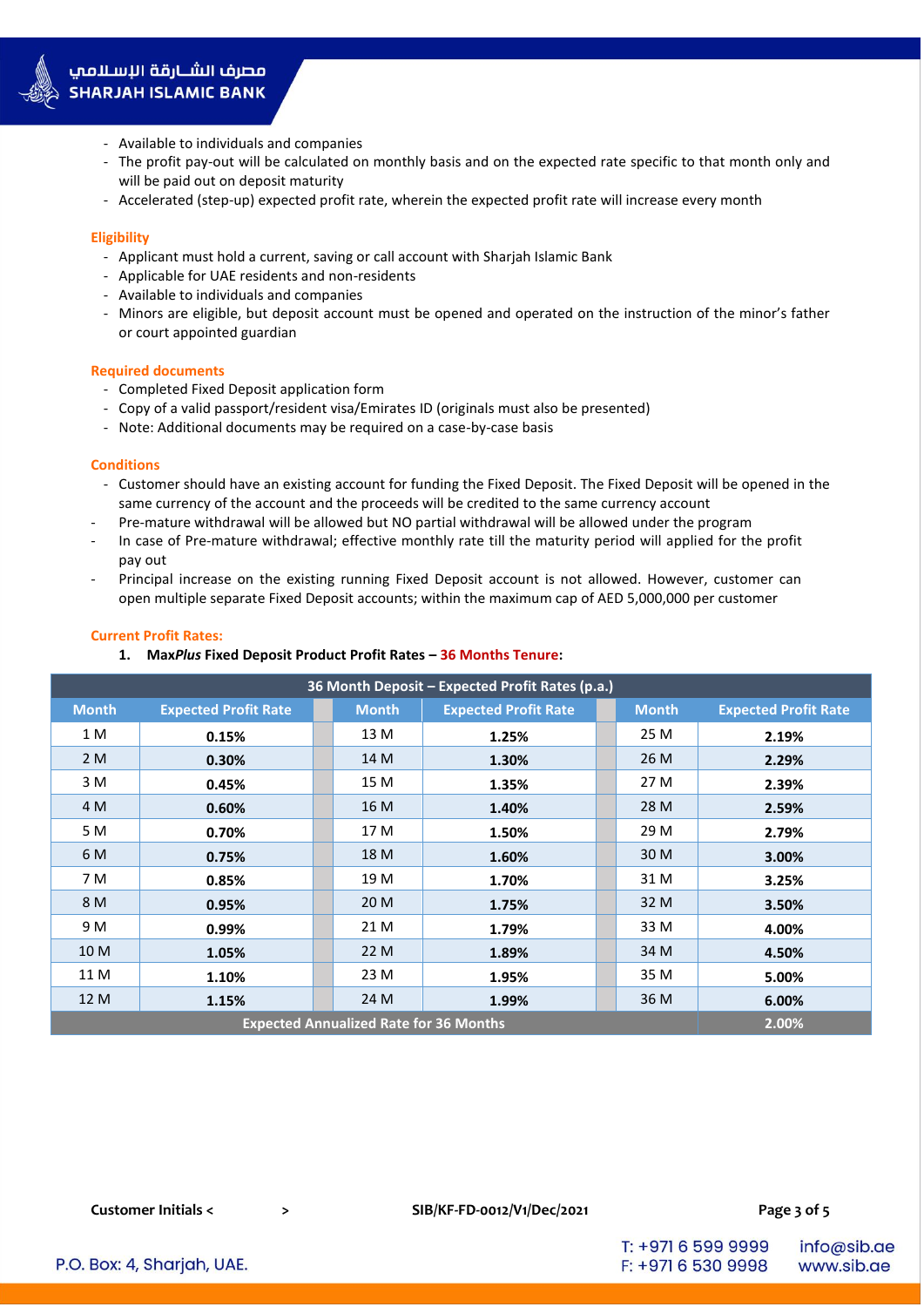- Available to individuals and companies
- The profit pay-out will be calculated on monthly basis and on the expected rate specific to that month only and will be paid out on deposit maturity
- Accelerated (step-up) expected profit rate, wherein the expected profit rate will increase every month

### Eligibility

- Applicant must hold a current, saving or call account with Sharjah Islamic Bank
- Applicable for UAE residents and non-residents
- Available to individuals and companies
- Minors are eligible, but deposit account must be opened and operated on the instruction of the minor's father or court appointed guardian

### Required documents

- Completed Fixed Deposit application form
- Copy of a valid passport/resident visa/Emirates ID (originals must also be presented)
- Note: Additional documents may be required on a case-by-case basis

### Conditions

- Customer should have an existing account for funding the Fixed Deposit. The Fixed Deposit will be opened in the same currency of the account and the proceeds will be credited to the same currency account
- Pre-mature withdrawal will be allowed but NO partial withdrawal will be allowed under the program
- In case of Pre-mature withdrawal; effective monthly rate till the maturity period will applied for the profit pay out
- Principal increase on the existing running Fixed Deposit account is not allowed. However, customer can open multiple separate Fixed Deposit accounts; within the maximum cap of AED 5,000,000 per customer

### Current Profit Rates:

1. **Max*Plus* Fixed Deposit Product Profit Rates – 36 Months Tenure:**

| 36 Month Deposit – Expected Profit Rates (p.a.) | | | | | |
|---|---|---|---|---|---|
| **Month** | **Expected Profit Rate** | **Month** | **Expected Profit Rate** | **Month** | **Expected Profit Rate** |
| 1 M | **0.15%** | 13 M | **1.25%** | 25 M | **2.19%** |
| 2 M | **0.30%** | 14 M | **1.30%** | 26 M | **2.29%** |
| 3 M | **0.45%** | 15 M | **1.35%** | 27 M | **2.39%** |
| 4 M | **0.60%** | 16 M | **1.40%** | 28 M | **2.59%** |
| 5 M | **0.70%** | 17 M | **1.50%** | 29 M | **2.79%** |
| 6 M | **0.75%** | 18 M | **1.60%** | 30 M | **3.00%** |
| 7 M | **0.85%** | 19 M | **1.70%** | 31 M | **3.25%** |
| 8 M | **0.95%** | 20 M | **1.75%** | 32 M | **3.50%** |
| 9 M | **0.99%** | 21 M | **1.79%** | 33 M | **4.00%** |
| 10 M | **1.05%** | 22 M | **1.89%** | 34 M | **4.50%** |
| 11 M | **1.10%** | 23 M | **1.95%** | 35 M | **5.00%** |
| 12 M | **1.15%** | 24 M | **1.99%** | 36 M | **6.00%** |
| **Expected Annualized Rate for 36 Months** | | | | | **2.00%** |

**Customer Initials <                    >**

**SIB/KF-FD-0012/V1/Dec/2021**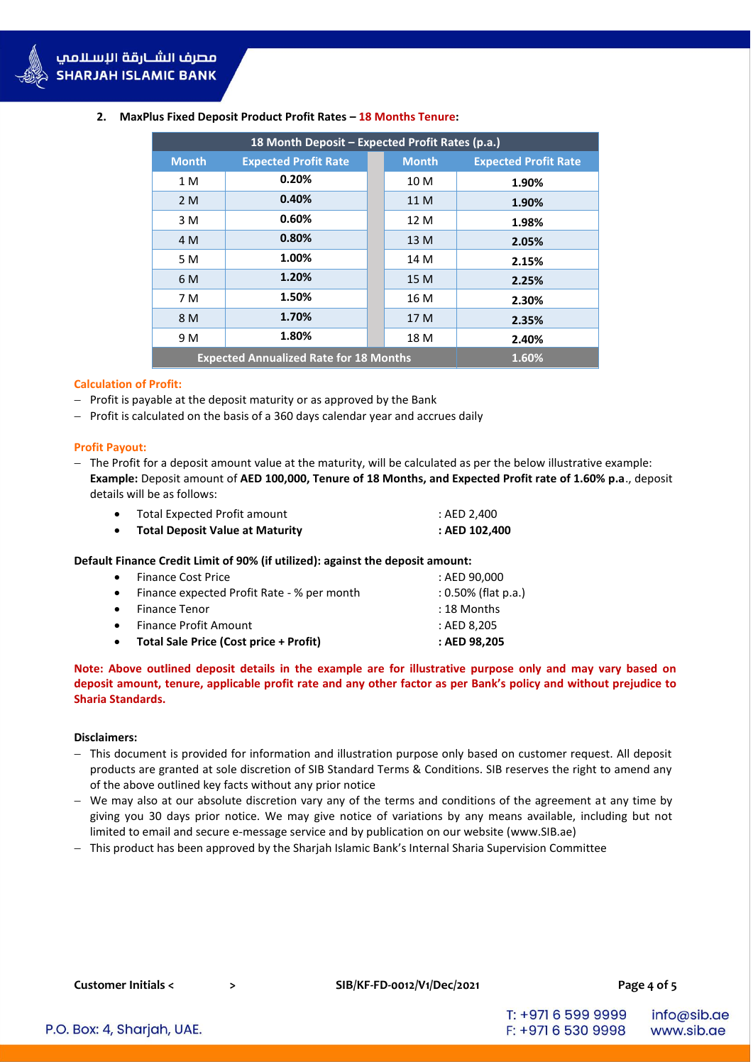**2. MaxPlus Fixed Deposit Product Profit Rates – 18 Months Tenure:**

| 18 Month Deposit – Expected Profit Rates (p.a.) | | | |
|---|---|---|---|
| **Month** | **Expected Profit Rate** | **Month** | **Expected Profit Rate** |
| 1 M | **0.20%** | 10 M | **1.90%** |
| 2 M | **0.40%** | 11 M | **1.90%** |
| 3 M | **0.60%** | 12 M | **1.98%** |
| 4 M | **0.80%** | 13 M | **2.05%** |
| 5 M | **1.00%** | 14 M | **2.15%** |
| 6 M | **1.20%** | 15 M | **2.25%** |
| 7 M | **1.50%** | 16 M | **2.30%** |
| 8 M | **1.70%** | 17 M | **2.35%** |
| 9 M | **1.80%** | 18 M | **2.40%** |
| **Expected Annualized Rate for 18 Months** | | | **1.60%** |

**Calculation of Profit:**

- Profit is payable at the deposit maturity or as approved by the Bank
- Profit is calculated on the basis of a 360 days calendar year and accrues daily

**Profit Payout:**

- The Profit for a deposit amount value at the maturity, will be calculated as per the below illustrative example:
  **Example:** Deposit amount of **AED 100,000, Tenure of 18 Months, and Expected Profit rate of 1.60% p.a**., deposit details will be as follows:
  - Total Expected Profit amount : AED 2,400
  - **Total Deposit Value at Maturity : AED 102,400**

**Default Finance Credit Limit of 90% (if utilized): against the deposit amount:**

- Finance Cost Price : AED 90,000
- Finance expected Profit Rate - % per month : 0.50% (flat p.a.)
- Finance Tenor : 18 Months
- Finance Profit Amount : AED 8,205
- **Total Sale Price (Cost price + Profit) : AED 98,205**

**Note: Above outlined deposit details in the example are for illustrative purpose only and may vary based on deposit amount, tenure, applicable profit rate and any other factor as per Bank's policy and without prejudice to Sharia Standards.**

**Disclaimers:**

- This document is provided for information and illustration purpose only based on customer request. All deposit products are granted at sole discretion of SIB Standard Terms & Conditions. SIB reserves the right to amend any of the above outlined key facts without any prior notice
- We may also at our absolute discretion vary any of the terms and conditions of the agreement at any time by giving you 30 days prior notice. We may give notice of variations by any means available, including but not limited to email and secure e-message service and by publication on our website (www.SIB.ae)
- This product has been approved by the Sharjah Islamic Bank's Internal Sharia Supervision Committee

**Customer Initials < >**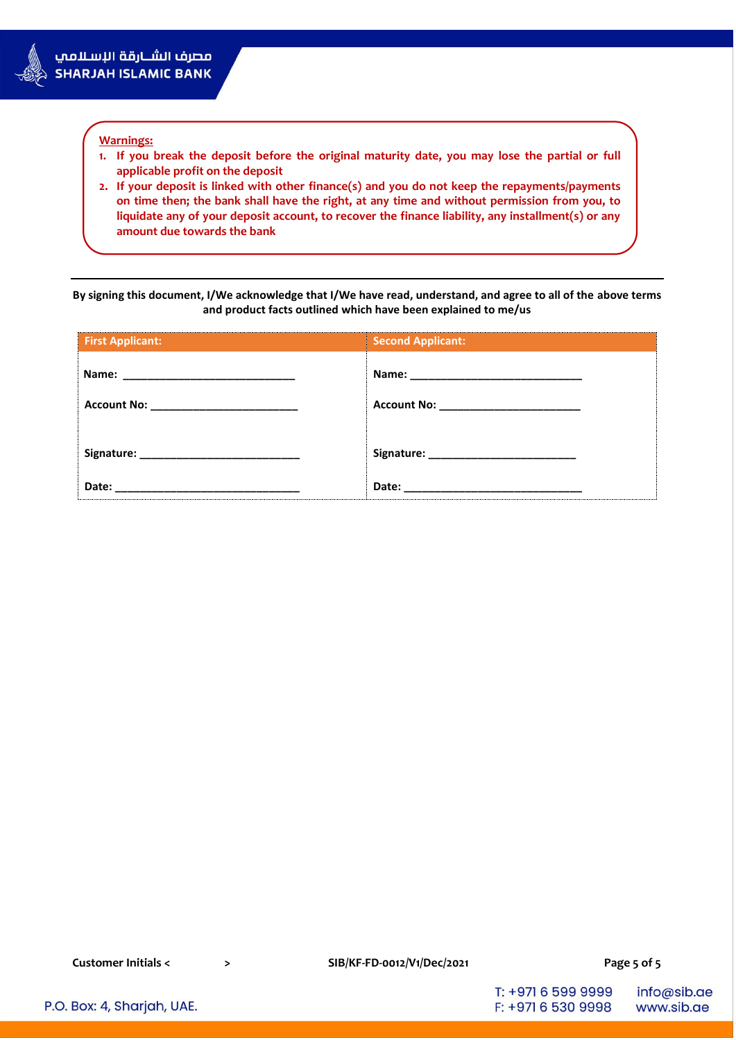**Warnings:**

1. If you break the deposit before the original maturity date, you may lose the partial or full applicable profit on the deposit
2. If your deposit is linked with other finance(s) and you do not keep the repayments/payments on time then; the bank shall have the right, at any time and without permission from you, to liquidate any of your deposit account, to recover the finance liability, any installment(s) or any amount due towards the bank

---

**By signing this document, I/We acknowledge that I/We have read, understand, and agree to all of the above terms and product facts outlined which have been explained to me/us**

| First Applicant: | Second Applicant: |
|---|---|
| **Name:** _____________________________ | **Name:** _____________________________ |
| **Account No:** _________________________ | **Account No:** ________________________ |
| **Signature:** ___________________________ | **Signature:** _________________________ |
| **Date:** _______________________________ | **Date:** ______________________________ |

**Customer Initials <              >**

SIB/KF-FD-0012/V1/Dec/2021